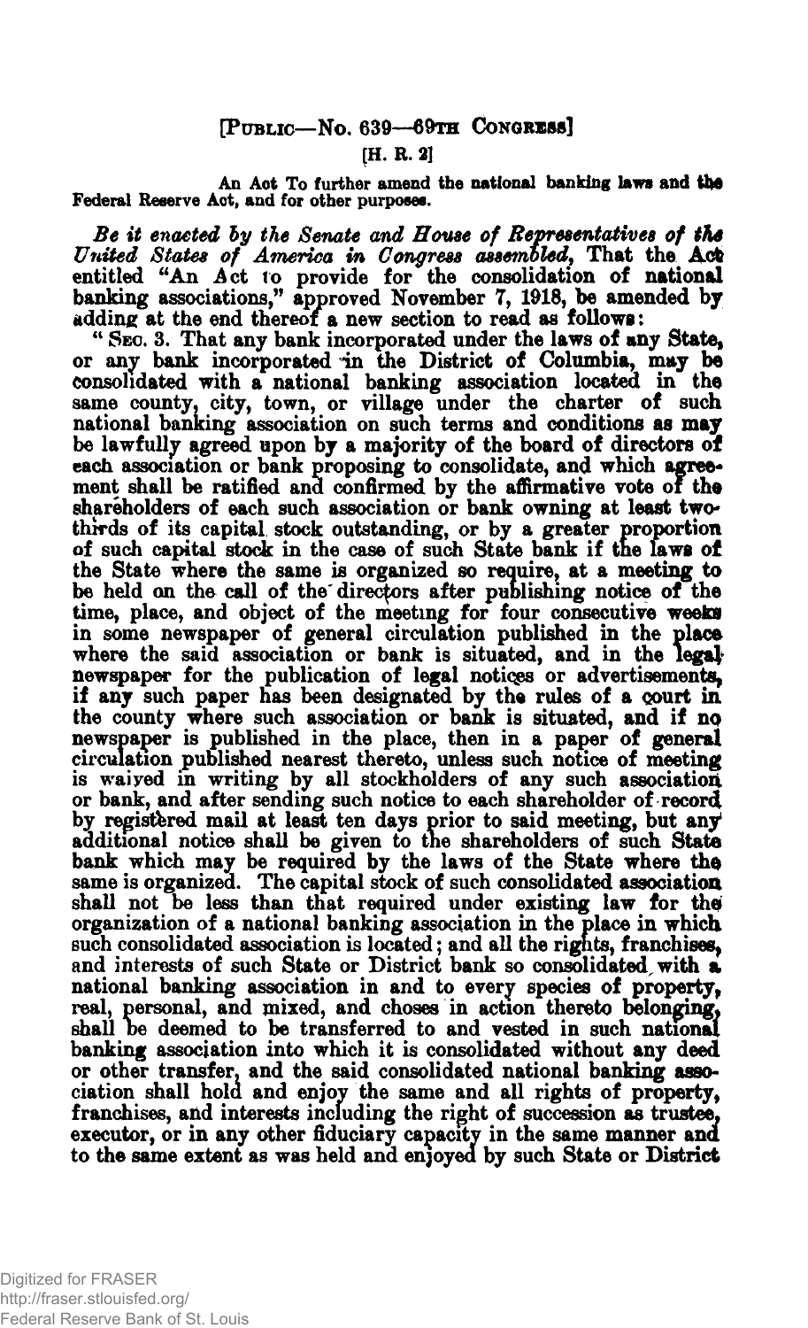[PUBLIC—No. 639—69TH CONGRESS]

[H. R. 2]

An Act To further amend the national banking laws and the Federal Reserve Act, and for other purposes.

*Be it enacted by the Senate and House of Representatives of the United States of America in Congress assembled*, That the Act entitled "An Act to provide for the consolidation of national banking associations," approved November 7, 1918, be amended by adding at the end thereof a new section to read as follows:

"SEC. 3. That any bank incorporated under the laws of any State, or any bank incorporated in the District of Columbia, may be consolidated with a national banking association located in the same county, city, town, or village under the charter of such national banking association on such terms and conditions as may be lawfully agreed upon by a majority of the board of directors of each association or bank proposing to consolidate, and which agreement shall be ratified and confirmed by the affirmative vote of the shareholders of each such association or bank owning at least two-thirds of its capital stock outstanding, or by a greater proportion of such capital stock in the case of such State bank if the laws of the State where the same is organized so require, at a meeting to be held on the call of the directors after publishing notice of the time, place, and object of the meeting for four consecutive weeks in some newspaper of general circulation published in the place where the said association or bank is situated, and in the legal newspaper for the publication of legal notices or advertisements, if any such paper has been designated by the rules of a court in the county where such association or bank is situated, and if no newspaper is published in the place, then in a paper of general circulation published nearest thereto, unless such notice of meeting is waived in writing by all stockholders of any such association or bank, and after sending such notice to each shareholder of record by registered mail at least ten days prior to said meeting, but any additional notice shall be given to the shareholders of such State bank which may be required by the laws of the State where the same is organized. The capital stock of such consolidated association shall not be less than that required under existing law for the organization of a national banking association in the place in which such consolidated association is located; and all the rights, franchises, and interests of such State or District bank so consolidated with a national banking association in and to every species of property, real, personal, and mixed, and choses in action thereto belonging, shall be deemed to be transferred to and vested in such national banking association into which it is consolidated without any deed or other transfer, and the said consolidated national banking association shall hold and enjoy the same and all rights of property, franchises, and interests including the right of succession as trustee, executor, or in any other fiduciary capacity in the same manner and to the same extent as was held and enjoyed by such State or District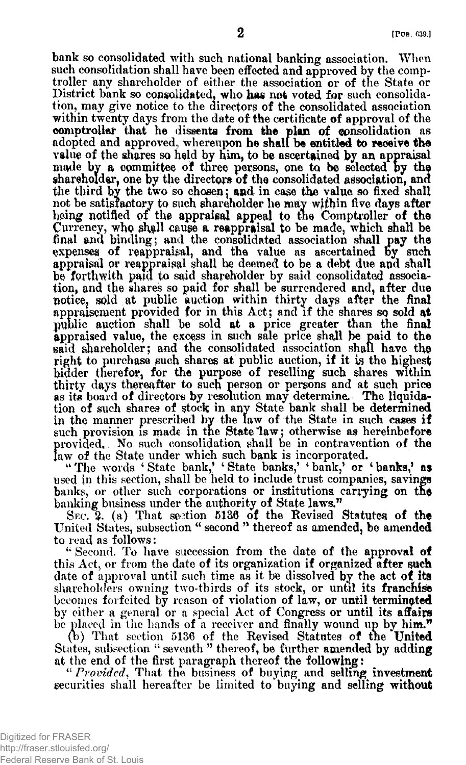bank so consolidated with such national banking association. When such consolidation shall have been effected and approved by the comptroller any shareholder of either the association or of the State or District bank so consolidated, who has not voted for such consolidation, may give notice to the directors of the consolidated association within twenty days from the date of the certificate of approval of the comptroller that he dissents from the plan of consolidation as adopted and approved, whereupon he shall be entitled to receive the value of the shares so held by him, to be ascertained by an appraisal made by a committee of three persons, one to be selected by the shareholder, one by the directors of the consolidated association, and the third by the two so chosen; and in case the value so fixed shall not be satisfactory to such shareholder he may within five days after being notified of the appraisal appeal to the Comptroller of the Currency, who shall cause a reappraisal to be made, which shall be final and binding; and the consolidated association shall pay the expenses of reappraisal, and the value as ascertained by such appraisal or reappraisal shall be deemed to be a debt due and shall be forthwith paid to said shareholder by said consolidated association, and the shares so paid for shall be surrendered and, after due notice, sold at public auction within thirty days after the final appraisement provided for in this Act; and if the shares so sold at public auction shall be sold at a price greater than the final appraised value, the excess in such sale price shall be paid to the said shareholder; and the consolidated association shall have the right to purchase such shares at public auction, if it is the highest bidder therefor, for the purpose of reselling such shares within thirty days thereafter to such person or persons and at such price as its board of directors by resolution may determine. The liquidation of such shares of stock in any State bank shall be determined in the manner prescribed by the law of the State in such cases if such provision is made in the State law; otherwise as hereinbefore provided. No such consolidation shall be in contravention of the law of the State under which such bank is incorporated.

"The words 'State bank,' 'State banks,' 'bank,' or 'banks,' as used in this section, shall be held to include trust companies, savings banks, or other such corporations or institutions carrying on the banking business under the authority of State laws."

SEC. 2. (a) That section 5136 of the Revised Statutes of the United States, subsection "second" thereof as amended, be amended to read as follows:

"Second. To have succession from the date of the approval of this Act, or from the date of its organization if organized after such date of approval until such time as it be dissolved by the act of its shareholders owning two-thirds of its stock, or until its franchise becomes forfeited by reason of violation of law, or until terminated by either a general or a special Act of Congress or until its affairs be placed in the hands of a receiver and finally wound up by him."

(b) That section 5136 of the Revised Statutes of the United States, subsection "seventh" thereof, be further amended by adding at the end of the first paragraph thereof the following:

"*Provided*, That the business of buying and selling investment securities shall hereafter be limited to buying and selling without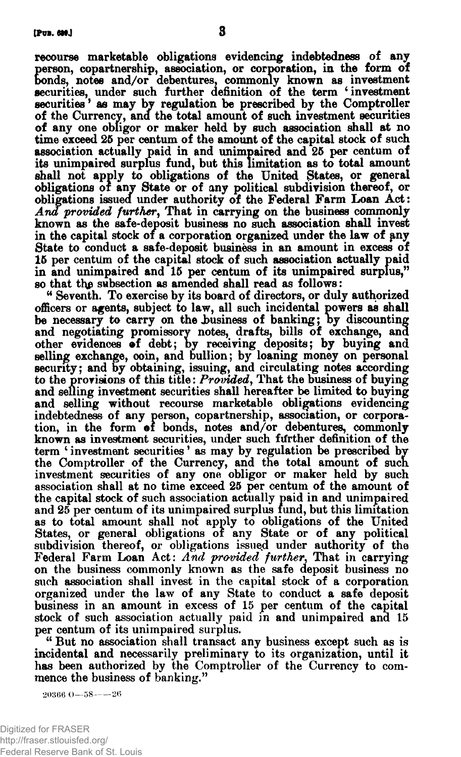recourse marketable obligations evidencing indebtedness of any person, copartnership, association, or corporation, in the form of bonds, notes and/or debentures, commonly known as investment securities, under such further definition of the term 'investment securities' as may by regulation be prescribed by the Comptroller of the Currency, and the total amount of such investment securities of any one obligor or maker held by such association shall at no time exceed 25 per centum of the amount of the capital stock of such association actually paid in and unimpaired and 25 per centum of its unimpaired surplus fund, but this limitation as to total amount shall not apply to obligations of the United States, or general obligations of any State or of any political subdivision thereof, or obligations issued under authority of the Federal Farm Loan Act: *And provided further*, That in carrying on the business commonly known as the safe-deposit business no such association shall invest in the capital stock of a corporation organized under the law of any State to conduct a safe-deposit business in an amount in excess of 15 per centum of the capital stock of such association actually paid in and unimpaired and 15 per centum of its unimpaired surplus," so that the subsection as amended shall read as follows:

"Seventh. To exercise by its board of directors, or duly authorized officers or agents, subject to law, all such incidental powers as shall be necessary to carry on the business of banking; by discounting and negotiating promissory notes, drafts, bills of exchange, and other evidences of debt; by receiving deposits; by buying and selling exchange, coin, and bullion; by loaning money on personal security; and by obtaining, issuing, and circulating notes according to the provisions of this title: *Provided*, That the business of buying and selling investment securities shall hereafter be limited to buying and selling without recourse marketable obligations evidencing indebtedness of any person, copartnership, association, or corporation, in the form of bonds, notes and/or debentures, commonly known as investment securities, under such further definition of the term 'investment securities' as may by regulation be prescribed by the Comptroller of the Currency, and the total amount of such investment securities of any one obligor or maker held by such association shall at no time exceed 25 per centum of the amount of the capital stock of such association actually paid in and unimpaired and 25 per centum of its unimpaired surplus fund, but this limitation as to total amount shall not apply to obligations of the United States, or general obligations of any State or of any political subdivision thereof, or obligations issued under authority of the Federal Farm Loan Act: *And provided further*, That in carrying on the business commonly known as the safe deposit business no such association shall invest in the capital stock of a corporation organized under the law of any State to conduct a safe deposit business in an amount in excess of 15 per centum of the capital stock of such association actually paid in and unimpaired and 15 per centum of its unimpaired surplus.

"But no association shall transact any business except such as is incidental and necessarily preliminary to its organization, until it has been authorized by the Comptroller of the Currency to commence the business of banking."

20366 O—58——26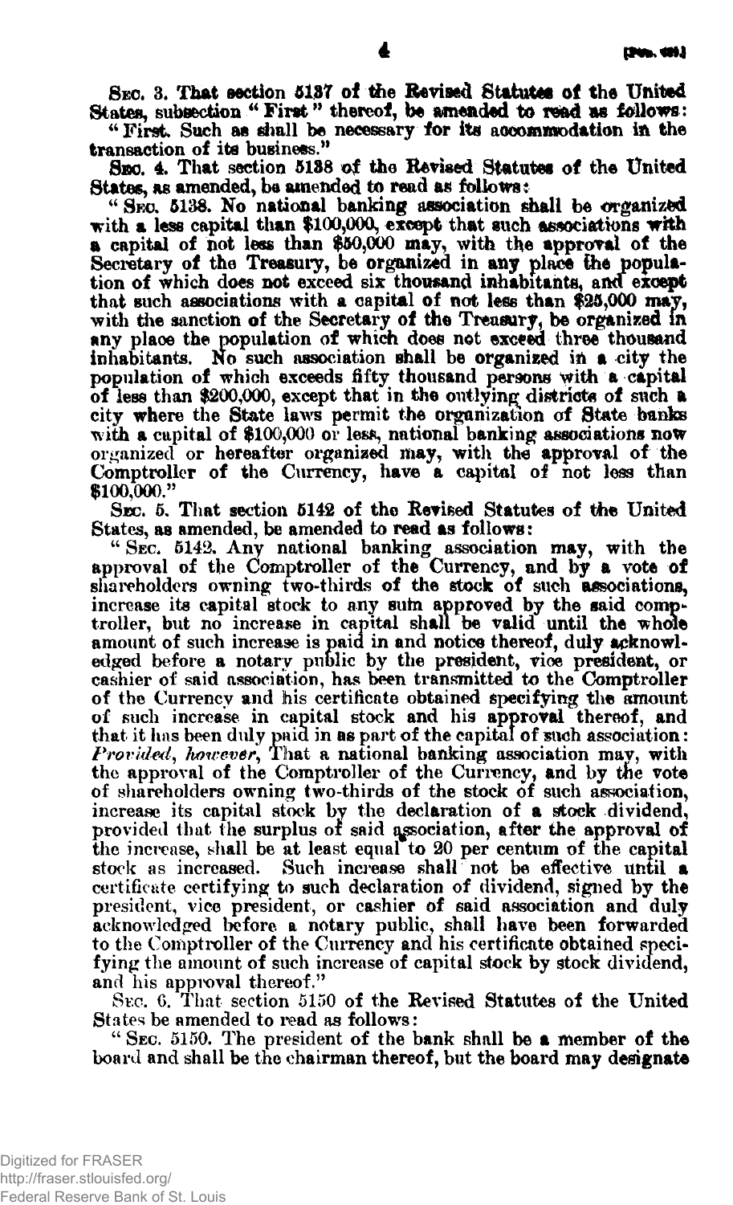SEC. 3. That section 5137 of the Revised Statutes of the United States, subsection "First" thereof, be amended to read as follows:

"First. Such as shall be necessary for its accommodation in the transaction of its business."

SEC. 4. That section 5138 of the Revised Statutes of the United States, as amended, be amended to read as follows:

"SEC. 5138. No national banking association shall be organized with a less capital than $100,000, except that such associations with a capital of not less than $50,000 may, with the approval of the Secretary of the Treasury, be organized in any place the population of which does not exceed six thousand inhabitants, and except that such associations with a capital of not less than $25,000 may, with the sanction of the Secretary of the Treasury, be organized in any place the population of which does not exceed three thousand inhabitants. No such association shall be organized in a city the population of which exceeds fifty thousand persons with a capital of less than $200,000, except that in the outlying districts of such a city where the State laws permit the organization of State banks with a capital of $100,000 or less, national banking associations now organized or hereafter organized may, with the approval of the Comptroller of the Currency, have a capital of not less than $100,000."

SEC. 5. That section 5142 of the Revised Statutes of the United States, as amended, be amended to read as follows:

"SEC. 5142. Any national banking association may, with the approval of the Comptroller of the Currency, and by a vote of shareholders owning two-thirds of the stock of such associations, increase its capital stock to any sum approved by the said comptroller, but no increase in capital shall be valid until the whole amount of such increase is paid in and notice thereof, duly acknowledged before a notary public by the president, vice president, or cashier of said association, has been transmitted to the Comptroller of the Currency and his certificate obtained specifying the amount of such increase in capital stock and his approval thereof, and that it has been duly paid in as part of the capital of such association: *Provided, however*, That a national banking association may, with the approval of the Comptroller of the Currency, and by the vote of shareholders owning two-thirds of the stock of such association, increase its capital stock by the declaration of a stock dividend, provided that the surplus of said association, after the approval of the increase, shall be at least equal to 20 per centum of the capital stock as increased. Such increase shall not be effective until a certificate certifying to such declaration of dividend, signed by the president, vice president, or cashier of said association and duly acknowledged before a notary public, shall have been forwarded to the Comptroller of the Currency and his certificate obtained specifying the amount of such increase of capital stock by stock dividend, and his approval thereof."

SEC. 6. That section 5150 of the Revised Statutes of the United States be amended to read as follows:

"SEC. 5150. The president of the bank shall be a member of the board and shall be the chairman thereof, but the board may designate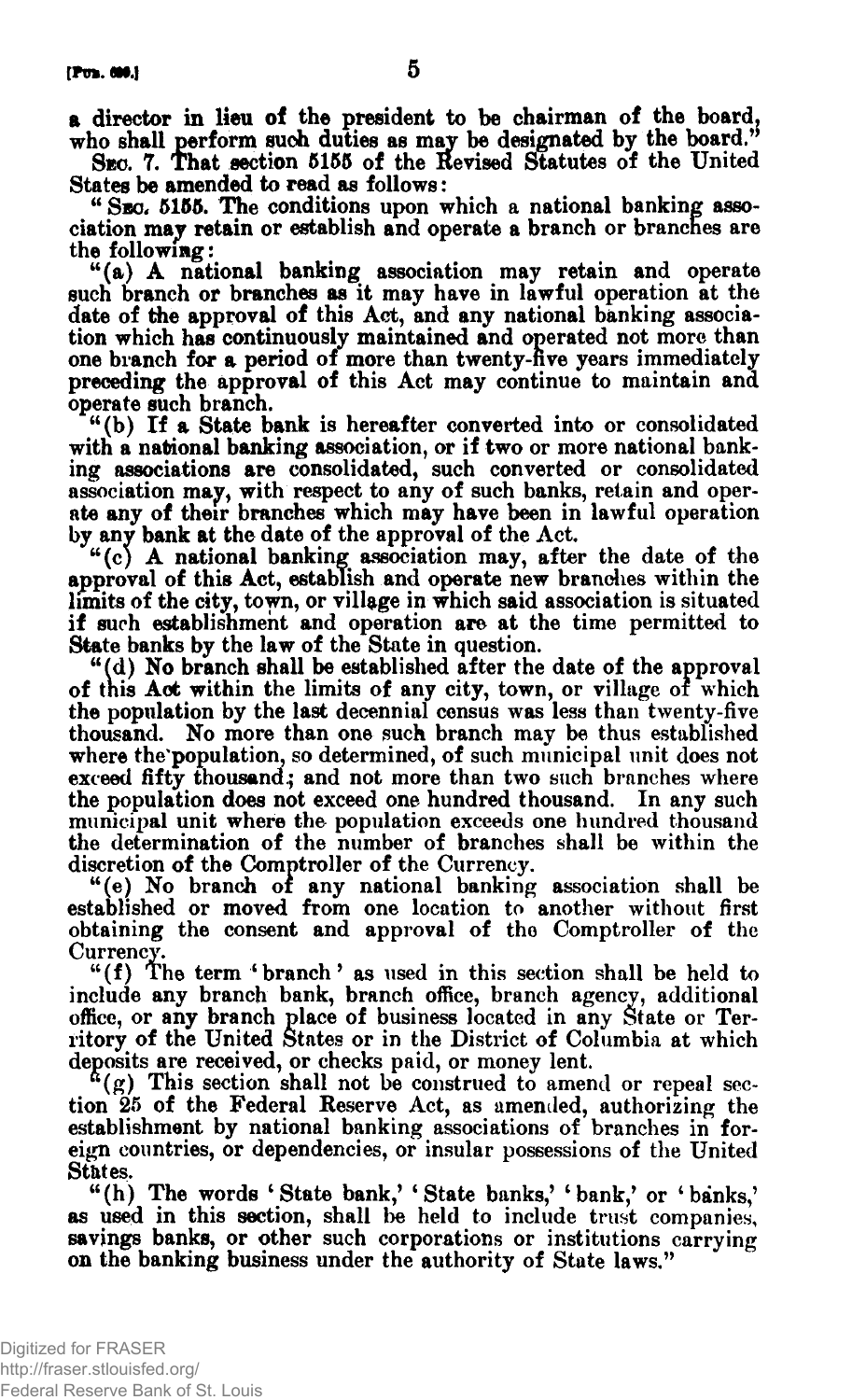a director in lieu of the president to be chairman of the board, who shall perform such duties as may be designated by the board."

SEC. 7. That section 5155 of the Revised Statutes of the United States be amended to read as follows:

"SEC. 5155. The conditions upon which a national banking association may retain or establish and operate a branch or branches are the following:

"(a) A national banking association may retain and operate such branch or branches as it may have in lawful operation at the date of the approval of this Act, and any national banking association which has continuously maintained and operated not more than one branch for a period of more than twenty-five years immediately preceding the approval of this Act may continue to maintain and operate such branch.

"(b) If a State bank is hereafter converted into or consolidated with a national banking association, or if two or more national banking associations are consolidated, such converted or consolidated association may, with respect to any of such banks, retain and operate any of their branches which may have been in lawful operation by any bank at the date of the approval of the Act.

"(c) A national banking association may, after the date of the approval of this Act, establish and operate new branches within the limits of the city, town, or village in which said association is situated if such establishment and operation are at the time permitted to State banks by the law of the State in question.

"(d) No branch shall be established after the date of the approval of this Act within the limits of any city, town, or village of which the population by the last decennial census was less than twenty-five thousand. No more than one such branch may be thus established where the population, so determined, of such municipal unit does not exceed fifty thousand; and not more than two such branches where the population does not exceed one hundred thousand. In any such municipal unit where the population exceeds one hundred thousand the determination of the number of branches shall be within the discretion of the Comptroller of the Currency.

"(e) No branch of any national banking association shall be established or moved from one location to another without first obtaining the consent and approval of the Comptroller of the Currency.

"(f) The term 'branch' as used in this section shall be held to include any branch bank, branch office, branch agency, additional office, or any branch place of business located in any State or Territory of the United States or in the District of Columbia at which deposits are received, or checks paid, or money lent.

"(g) This section shall not be construed to amend or repeal section 25 of the Federal Reserve Act, as amended, authorizing the establishment by national banking associations of branches in foreign countries, or dependencies, or insular possessions of the United States.

"(h) The words 'State bank,' 'State banks,' 'bank,' or 'banks,' as used in this section, shall be held to include trust companies, savings banks, or other such corporations or institutions carrying on the banking business under the authority of State laws."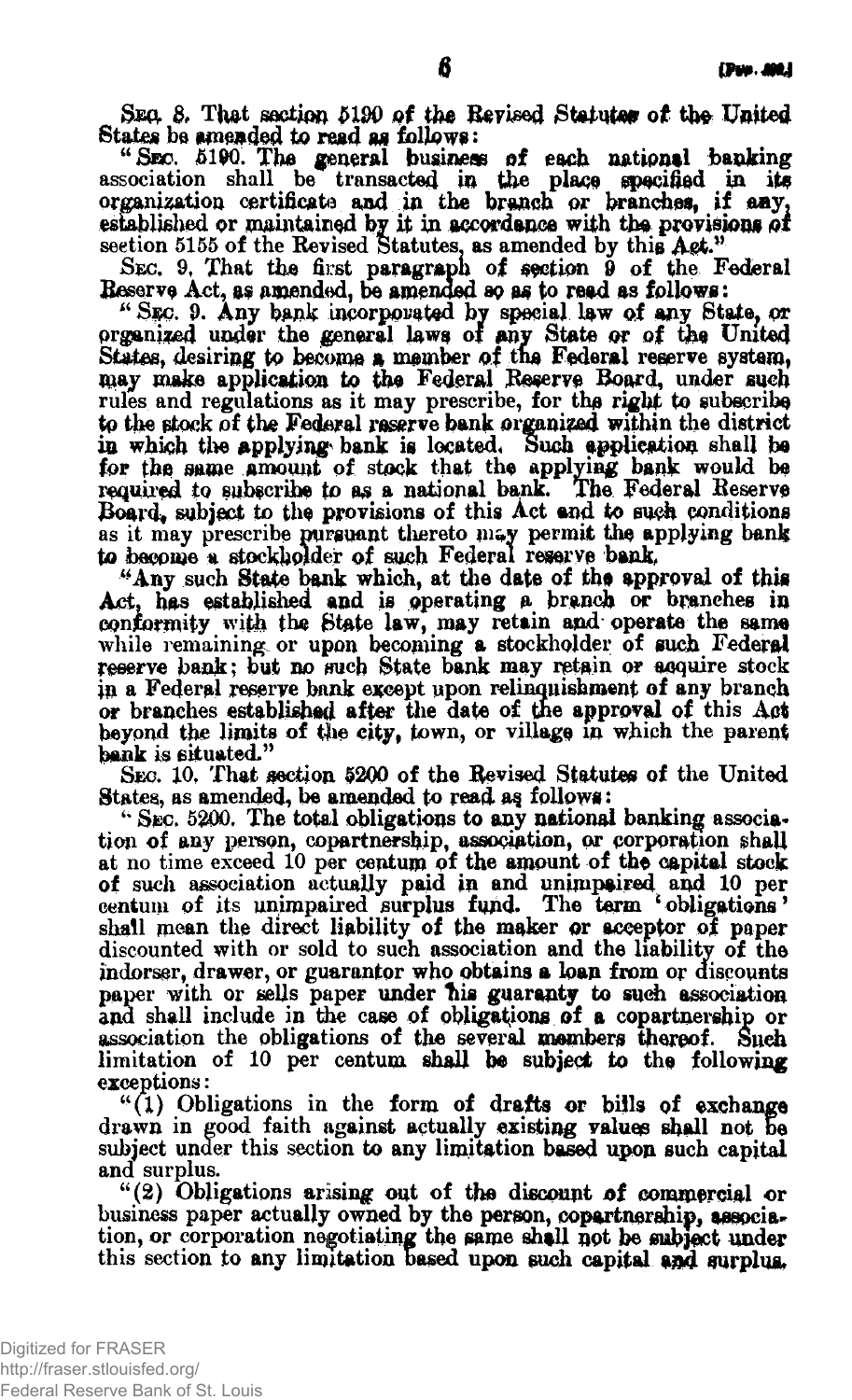SEC. 8. That section 5190 of the Revised Statutes of the United States be amended to read as follows:

"SEC. 5190. The general business of each national banking association shall be transacted in the place specified in its organization certificate and in the branch or branches, if any, established or maintained by it in accordance with the provisions of section 5155 of the Revised Statutes, as amended by this Act."

SEC. 9. That the first paragraph of section 9 of the Federal Reserve Act, as amended, be amended so as to read as follows:

"SEC. 9. Any bank incorporated by special law of any State, or organized under the general laws of any State or of the United States, desiring to become a member of the Federal reserve system, may make application to the Federal Reserve Board, under such rules and regulations as it may prescribe, for the right to subscribe to the stock of the Federal reserve bank organized within the district in which the applying bank is located. Such application shall be for the same amount of stock that the applying bank would be required to subscribe to as a national bank. The Federal Reserve Board, subject to the provisions of this Act and to such conditions as it may prescribe pursuant thereto may permit the applying bank to become a stockholder of such Federal reserve bank.

"Any such State bank which, at the date of the approval of this Act, has established and is operating a branch or branches in conformity with the State law, may retain and operate the same while remaining or upon becoming a stockholder of such Federal reserve bank; but no such State bank may retain or acquire stock in a Federal reserve bank except upon relinquishment of any branch or branches established after the date of the approval of this Act beyond the limits of the city, town, or village in which the parent bank is situated."

SEC. 10. That section 5200 of the Revised Statutes of the United States, as amended, be amended to read as follows:

"SEC. 5200. The total obligations to any national banking association of any person, copartnership, association, or corporation shall at no time exceed 10 per centum of the amount of the capital stock of such association actually paid in and unimpaired and 10 per centum of its unimpaired surplus fund. The term 'obligations' shall mean the direct liability of the maker or acceptor of paper discounted with or sold to such association and the liability of the indorser, drawer, or guarantor who obtains a loan from or discounts paper with or sells paper under his guaranty to such association and shall include in the case of obligations of a copartnership or association the obligations of the several members thereof. Such limitation of 10 per centum shall be subject to the following exceptions:

"(1) Obligations in the form of drafts or bills of exchange drawn in good faith against actually existing values shall not be subject under this section to any limitation based upon such capital and surplus.

"(2) Obligations arising out of the discount of commercial or business paper actually owned by the person, copartnership, association, or corporation negotiating the same shall not be subject under this section to any limitation based upon such capital and surplus.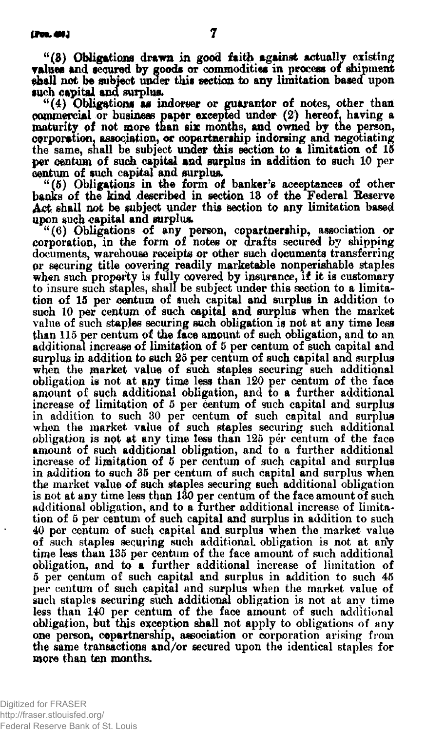"(3) Obligations drawn in good faith against actually existing values and secured by goods or commodities in process of shipment shall not be subject under this section to any limitation based upon such capital and surplus.

"(4) Obligations as indorser or guarantor of notes, other than commercial or business paper excepted under (2) hereof, having a maturity of not more than six months, and owned by the person, corporation, association, or copartnership indorsing and negotiating the same, shall be subject under this section to a limitation of 15 per centum of such capital and surplus in addition to such 10 per centum of such capital and surplus.

"(5) Obligations in the form of banker's acceptances of other banks of the kind described in section 13 of the Federal Reserve Act shall not be subject under this section to any limitation based upon such capital and surplus.

"(6) Obligations of any person, copartnership, association or corporation, in the form of notes or drafts secured by shipping documents, warehouse receipts or other such documents transferring or securing title covering readily marketable nonperishable staples when such property is fully covered by insurance, if it is customary to insure such staples, shall be subject under this section to a limitation of 15 per centum of such capital and surplus in addition to such 10 per centum of such capital and surplus when the market value of such staples securing such obligation is not at any time less than 115 per centum of the face amount of such obligation, and to an additional increase of limitation of 5 per centum of such capital and surplus in addition to such 25 per centum of such capital and surplus when the market value of such staples securing such additional obligation is not at any time less than 120 per centum of the face amount of such additional obligation, and to a further additional increase of limitation of 5 per centum of such capital and surplus in addition to such 30 per centum of such capital and surplus when the market value of such staples securing such additional obligation is not at any time less than 125 per centum of the face amount of such additional obligation, and to a further additional increase of limitation of 5 per centum of such capital and surplus in addition to such 35 per centum of such capital and surplus when the market value of such staples securing such additional obligation is not at any time less than 130 per centum of the face amount of such additional obligation, and to a further additional increase of limitation of 5 per centum of such capital and surplus in addition to such 40 per centum of such capital and surplus when the market value of such staples securing such additional obligation is not at any time less than 135 per centum of the face amount of such additional obligation, and to a further additional increase of limitation of 5 per centum of such capital and surplus in addition to such 45 per centum of such capital and surplus when the market value of such staples securing such additional obligation is not at any time less than 140 per centum of the face amount of such additional obligation, but this exception shall not apply to obligations of any one person, copartnership, association or corporation arising from the same transactions and/or secured upon the identical staples for more than ten months.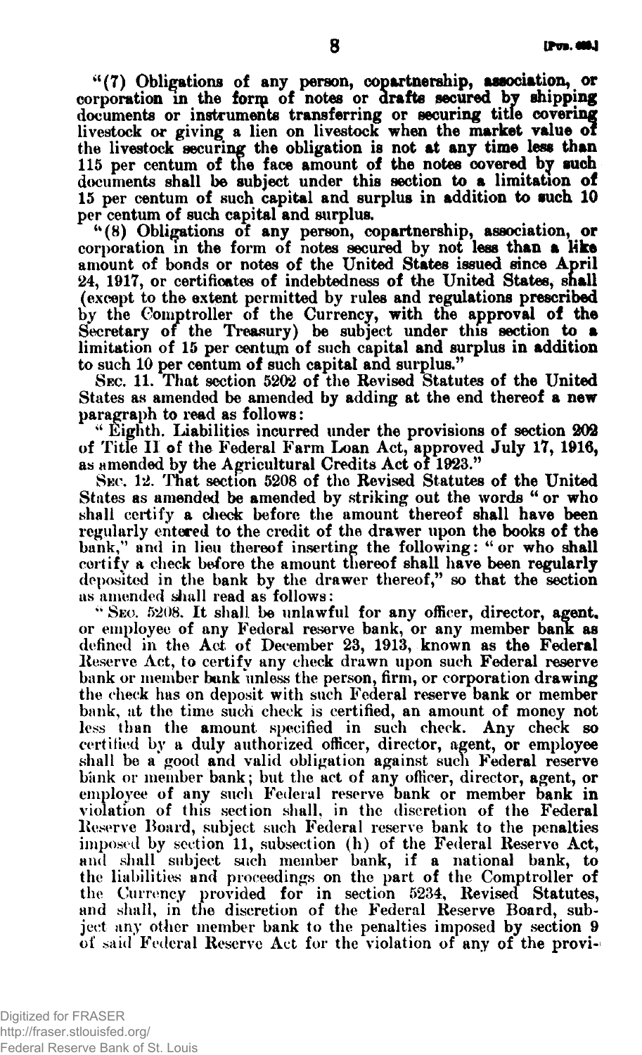"(7) Obligations of any person, copartnership, association, or corporation in the form of notes or drafts secured by shipping documents or instruments transferring or securing title covering livestock or giving a lien on livestock when the market value of the livestock securing the obligation is not at any time less than 115 per centum of the face amount of the notes covered by such documents shall be subject under this section to a limitation of 15 per centum of such capital and surplus in addition to such 10 per centum of such capital and surplus.

"(8) Obligations of any person, copartnership, association, or corporation in the form of notes secured by not less than a like amount of bonds or notes of the United States issued since April 24, 1917, or certificates of indebtedness of the United States, shall (except to the extent permitted by rules and regulations prescribed by the Comptroller of the Currency, with the approval of the Secretary of the Treasury) be subject under this section to a limitation of 15 per centum of such capital and surplus in addition to such 10 per centum of such capital and surplus."

SEC. 11. That section 5202 of the Revised Statutes of the United States as amended be amended by adding at the end thereof a new paragraph to read as follows:

"Eighth. Liabilities incurred under the provisions of section 202 of Title II of the Federal Farm Loan Act, approved July 17, 1916, as amended by the Agricultural Credits Act of 1923."

SEC. 12. That section 5208 of the Revised Statutes of the United States as amended be amended by striking out the words "or who shall certify a check before the amount thereof shall have been regularly entered to the credit of the drawer upon the books of the bank," and in lieu thereof inserting the following: "or who shall certify a check before the amount thereof shall have been regularly deposited in the bank by the drawer thereof," so that the section as amended shall read as follows:

"SEC. 5208. It shall be unlawful for any officer, director, agent, or employee of any Federal reserve bank, or any member bank as defined in the Act of December 23, 1913, known as the Federal Reserve Act, to certify any check drawn upon such Federal reserve bank or member bank unless the person, firm, or corporation drawing the check has on deposit with such Federal reserve bank or member bank, at the time such check is certified, an amount of money not less than the amount specified in such check. Any check so certified by a duly authorized officer, director, agent, or employee shall be a good and valid obligation against such Federal reserve bank or member bank; but the act of any officer, director, agent, or employee of any such Federal reserve bank or member bank in violation of this section shall, in the discretion of the Federal Reserve Board, subject such Federal reserve bank to the penalties imposed by section 11, subsection (h) of the Federal Reserve Act, and shall subject such member bank, if a national bank, to the liabilities and proceedings on the part of the Comptroller of the Currency provided for in section 5234, Revised Statutes, and shall, in the discretion of the Federal Reserve Board, subject any other member bank to the penalties imposed by section 9 of said Federal Reserve Act for the violation of any of the provi-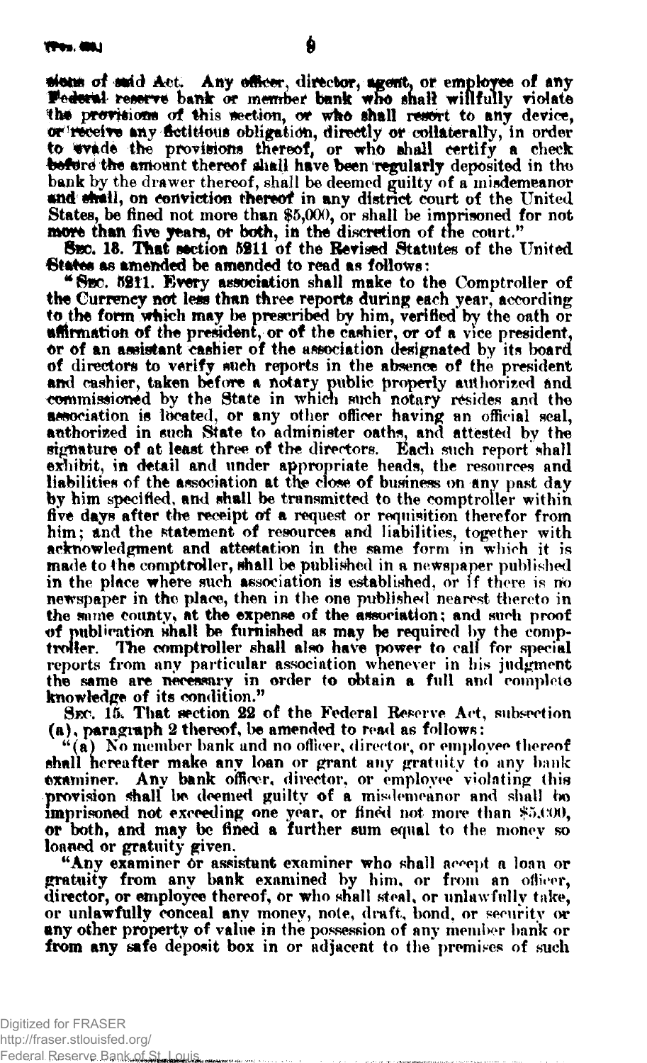sions of said Act. Any officer, director, agent, or employee of any Federal reserve bank or member bank who shall willfully violate the provisions of this section, or who shall resort to any device, or receive any fictitious obligation, directly or collaterally, in order to evade the provisions thereof, or who shall certify a check before the amount thereof shall have been regularly deposited in the bank by the drawer thereof, shall be deemed guilty of a misdemeanor and shall, on conviction thereof in any district court of the United States, be fined not more than $5,000, or shall be imprisoned for not more than five years, or both, in the discretion of the court."

SEC. 18. That section 5211 of the Revised Statutes of the United States as amended be amended to read as follows:

"SEC. 5211. Every association shall make to the Comptroller of the Currency not less than three reports during each year, according to the form which may be prescribed by him, verified by the oath or affirmation of the president, or of the cashier, or of a vice president, or of an assistant cashier of the association designated by its board of directors to verify such reports in the absence of the president and cashier, taken before a notary public properly authorized and commissioned by the State in which such notary resides and the association is located, or any other officer having an official seal, authorized in such State to administer oaths, and attested by the signature of at least three of the directors. Each such report shall exhibit, in detail and under appropriate heads, the resources and liabilities of the association at the close of business on any past day by him specified, and shall be transmitted to the comptroller within five days after the receipt of a request or requisition therefor from him; and the statement of resources and liabilities, together with acknowledgment and attestation in the same form in which it is made to the comptroller, shall be published in a newspaper published in the place where such association is established, or if there is no newspaper in the place, then in the one published nearest thereto in the same county, at the expense of the association; and such proof of publication shall be furnished as may be required by the comptroller. The comptroller shall also have power to call for special reports from any particular association whenever in his judgment the same are necessary in order to obtain a full and complete knowledge of its condition."

SEC. 15. That section 22 of the Federal Reserve Act, subsection (a), paragraph 2 thereof, be amended to read as follows:

"(a) No member bank and no officer, director, or employee thereof shall hereafter make any loan or grant any gratuity to any bank examiner. Any bank officer, director, or employee violating this provision shall be deemed guilty of a misdemeanor and shall be imprisoned not exceeding one year, or fined not more than $5,000, or both, and may be fined a further sum equal to the money so loaned or gratuity given.

"Any examiner or assistant examiner who shall accept a loan or gratuity from any bank examined by him, or from an officer, director, or employee thereof, or who shall steal, or unlawfully take, or unlawfully conceal any money, note, draft, bond, or security or any other property of value in the possession of any member bank or from any safe deposit box in or adjacent to the premises of such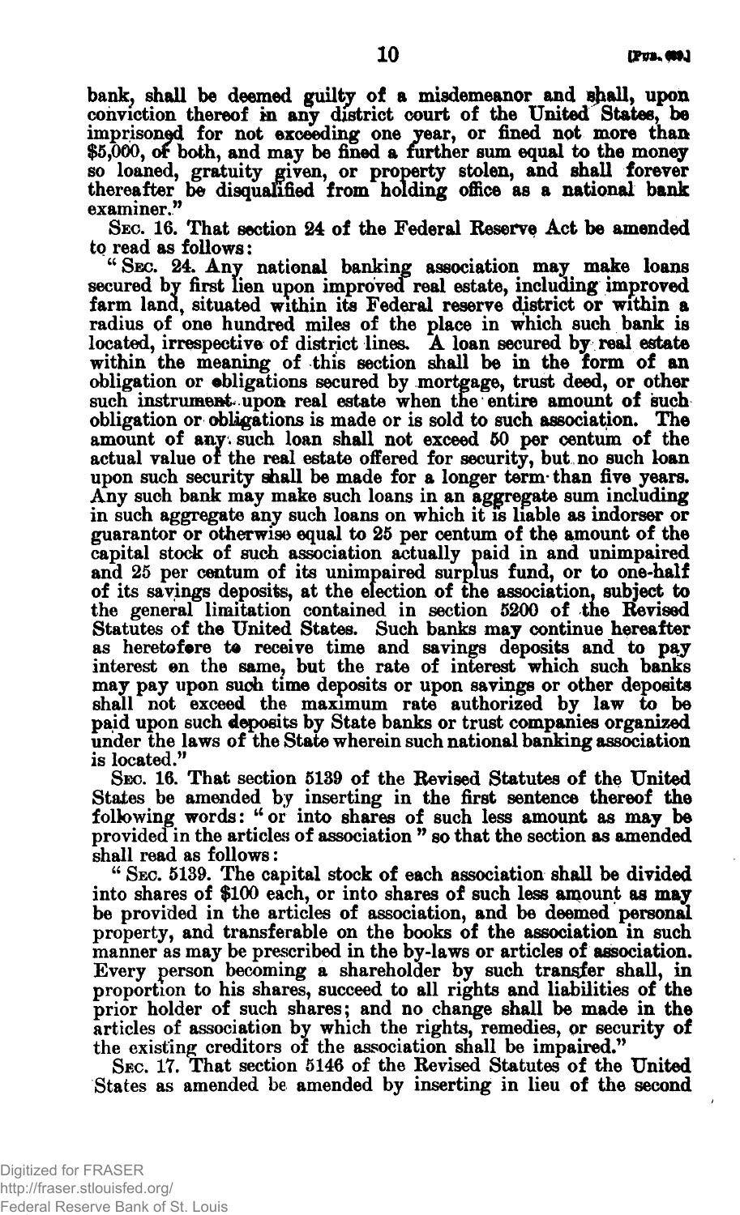bank, shall be deemed guilty of a misdemeanor and shall, upon conviction thereof in any district court of the United States, be imprisoned for not exceeding one year, or fined not more than $5,000, or both, and may be fined a further sum equal to the money so loaned, gratuity given, or property stolen, and shall forever thereafter be disqualified from holding office as a national bank examiner."

SEC. 16. That section 24 of the Federal Reserve Act be amended to read as follows:

"SEC. 24. Any national banking association may make loans secured by first lien upon improved real estate, including improved farm land, situated within its Federal reserve district or within a radius of one hundred miles of the place in which such bank is located, irrespective of district lines. A loan secured by real estate within the meaning of this section shall be in the form of an obligation or obligations secured by mortgage, trust deed, or other such instrument upon real estate when the entire amount of such obligation or obligations is made or is sold to such association. The amount of any such loan shall not exceed 50 per centum of the actual value of the real estate offered for security, but no such loan upon such security shall be made for a longer term than five years. Any such bank may make such loans in an aggregate sum including in such aggregate any such loans on which it is liable as indorser or guarantor or otherwise equal to 25 per centum of the amount of the capital stock of such association actually paid in and unimpaired and 25 per centum of its unimpaired surplus fund, or to one-half of its savings deposits, at the election of the association, subject to the general limitation contained in section 5200 of the Revised Statutes of the United States. Such banks may continue hereafter as heretofore to receive time and savings deposits and to pay interest on the same, but the rate of interest which such banks may pay upon such time deposits or upon savings or other deposits shall not exceed the maximum rate authorized by law to be paid upon such deposits by State banks or trust companies organized under the laws of the State wherein such national banking association is located."

SEC. 16. That section 5139 of the Revised Statutes of the United States be amended by inserting in the first sentence thereof the following words: "or into shares of such less amount as may be provided in the articles of association" so that the section as amended shall read as follows:

"SEC. 5139. The capital stock of each association shall be divided into shares of $100 each, or into shares of such less amount as may be provided in the articles of association, and be deemed personal property, and transferable on the books of the association in such manner as may be prescribed in the by-laws or articles of association. Every person becoming a shareholder by such transfer shall, in proportion to his shares, succeed to all rights and liabilities of the prior holder of such shares; and no change shall be made in the articles of association by which the rights, remedies, or security of the existing creditors of the association shall be impaired."

SEC. 17. That section 5146 of the Revised Statutes of the United States as amended be amended by inserting in lieu of the second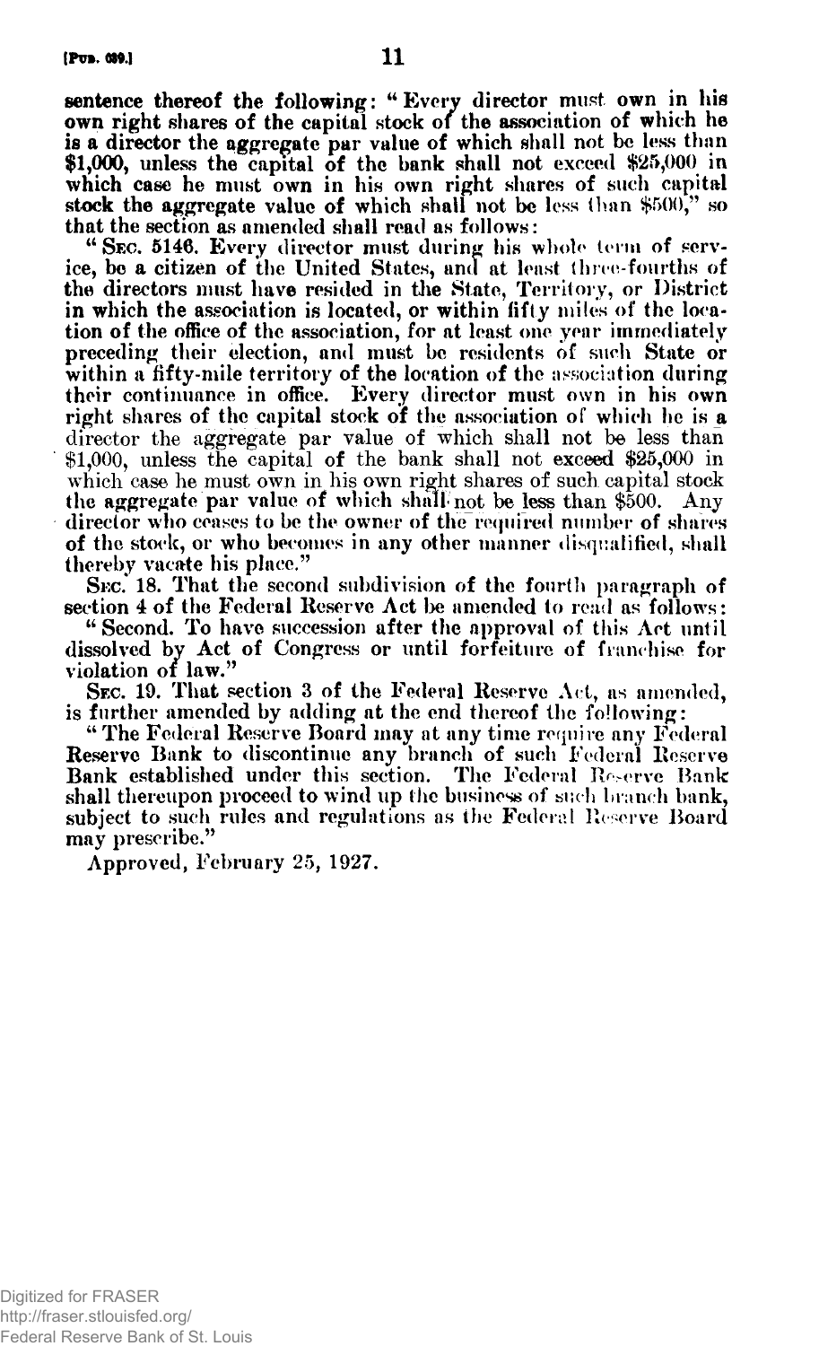sentence thereof the following: "Every director must own in his own right shares of the capital stock of the association of which he is a director the aggregate par value of which shall not be less than $1,000, unless the capital of the bank shall not exceed $25,000 in which case he must own in his own right shares of such capital stock the aggregate value of which shall not be less than $500," so that the section as amended shall read as follows:

"SEC. 5146. Every director must during his whole term of service, be a citizen of the United States, and at least three-fourths of the directors must have resided in the State, Territory, or District in which the association is located, or within fifty miles of the location of the office of the association, for at least one year immediately preceding their election, and must be residents of such State or within a fifty-mile territory of the location of the association during their continuance in office. Every director must own in his own right shares of the capital stock of the association of which he is a director the aggregate par value of which shall not be less than $1,000, unless the capital of the bank shall not exceed $25,000 in which case he must own in his own right shares of such capital stock the aggregate par value of which shall not be less than $500. Any director who ceases to be the owner of the required number of shares of the stock, or who becomes in any other manner disqualified, shall thereby vacate his place."

SEC. 18. That the second subdivision of the fourth paragraph of section 4 of the Federal Reserve Act be amended to read as follows:

"Second. To have succession after the approval of this Act until dissolved by Act of Congress or until forfeiture of franchise for violation of law."

SEC. 19. That section 3 of the Federal Reserve Act, as amended, is further amended by adding at the end thereof the following:

"The Federal Reserve Board may at any time require any Federal Reserve Bank to discontinue any branch of such Federal Reserve Bank established under this section. The Federal Reserve Bank shall thereupon proceed to wind up the business of such branch bank, subject to such rules and regulations as the Federal Reserve Board may prescribe."

Approved, February 25, 1927.